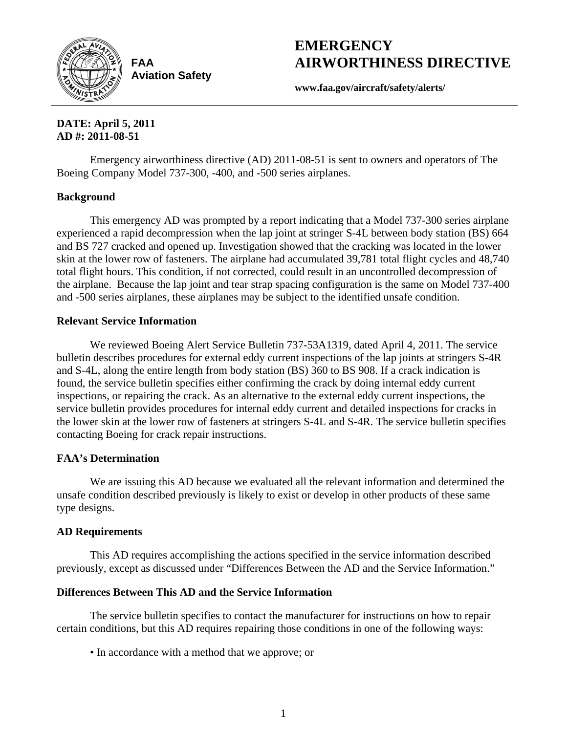FAA
Aviation Safety

# EMERGENCY AIRWORTHINESS DIRECTIVE

**www.faa.gov/aircraft/safety/alerts/**

**DATE: April 5, 2011**
**AD #: 2011-08-51**

Emergency airworthiness directive (AD) 2011-08-51 is sent to owners and operators of The Boeing Company Model 737-300, -400, and -500 series airplanes.

## Background

This emergency AD was prompted by a report indicating that a Model 737-300 series airplane experienced a rapid decompression when the lap joint at stringer S-4L between body station (BS) 664 and BS 727 cracked and opened up. Investigation showed that the cracking was located in the lower skin at the lower row of fasteners. The airplane had accumulated 39,781 total flight cycles and 48,740 total flight hours. This condition, if not corrected, could result in an uncontrolled decompression of the airplane. Because the lap joint and tear strap spacing configuration is the same on Model 737-400 and -500 series airplanes, these airplanes may be subject to the identified unsafe condition.

## Relevant Service Information

We reviewed Boeing Alert Service Bulletin 737-53A1319, dated April 4, 2011. The service bulletin describes procedures for external eddy current inspections of the lap joints at stringers S-4R and S-4L, along the entire length from body station (BS) 360 to BS 908. If a crack indication is found, the service bulletin specifies either confirming the crack by doing internal eddy current inspections, or repairing the crack. As an alternative to the external eddy current inspections, the service bulletin provides procedures for internal eddy current and detailed inspections for cracks in the lower skin at the lower row of fasteners at stringers S-4L and S-4R. The service bulletin specifies contacting Boeing for crack repair instructions.

## FAA's Determination

We are issuing this AD because we evaluated all the relevant information and determined the unsafe condition described previously is likely to exist or develop in other products of these same type designs.

## AD Requirements

This AD requires accomplishing the actions specified in the service information described previously, except as discussed under "Differences Between the AD and the Service Information."

## Differences Between This AD and the Service Information

The service bulletin specifies to contact the manufacturer for instructions on how to repair certain conditions, but this AD requires repairing those conditions in one of the following ways:

- In accordance with a method that we approve; or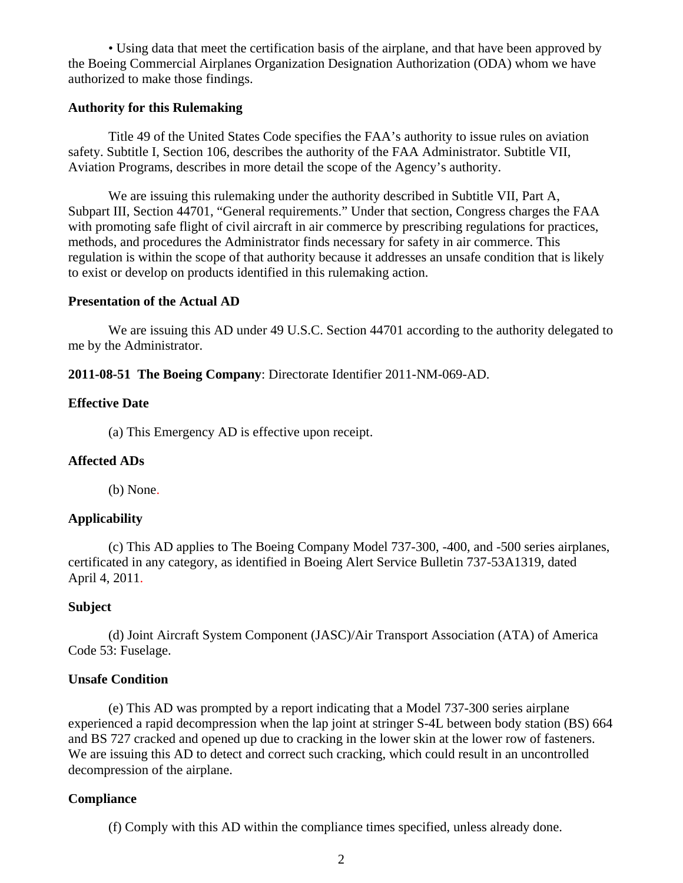• Using data that meet the certification basis of the airplane, and that have been approved by the Boeing Commercial Airplanes Organization Designation Authorization (ODA) whom we have authorized to make those findings.

**Authority for this Rulemaking**

Title 49 of the United States Code specifies the FAA's authority to issue rules on aviation safety. Subtitle I, Section 106, describes the authority of the FAA Administrator. Subtitle VII, Aviation Programs, describes in more detail the scope of the Agency's authority.

We are issuing this rulemaking under the authority described in Subtitle VII, Part A, Subpart III, Section 44701, "General requirements." Under that section, Congress charges the FAA with promoting safe flight of civil aircraft in air commerce by prescribing regulations for practices, methods, and procedures the Administrator finds necessary for safety in air commerce. This regulation is within the scope of that authority because it addresses an unsafe condition that is likely to exist or develop on products identified in this rulemaking action.

**Presentation of the Actual AD**

We are issuing this AD under 49 U.S.C. Section 44701 according to the authority delegated to me by the Administrator.

**2011-08-51 The Boeing Company**: Directorate Identifier 2011-NM-069-AD.

**Effective Date**

(a) This Emergency AD is effective upon receipt.

**Affected ADs**

(b) None.

**Applicability**

(c) This AD applies to The Boeing Company Model 737-300, -400, and -500 series airplanes, certificated in any category, as identified in Boeing Alert Service Bulletin 737-53A1319, dated April 4, 2011.

**Subject**

(d) Joint Aircraft System Component (JASC)/Air Transport Association (ATA) of America Code 53: Fuselage.

**Unsafe Condition**

(e) This AD was prompted by a report indicating that a Model 737-300 series airplane experienced a rapid decompression when the lap joint at stringer S-4L between body station (BS) 664 and BS 727 cracked and opened up due to cracking in the lower skin at the lower row of fasteners. We are issuing this AD to detect and correct such cracking, which could result in an uncontrolled decompression of the airplane.

**Compliance**

(f) Comply with this AD within the compliance times specified, unless already done.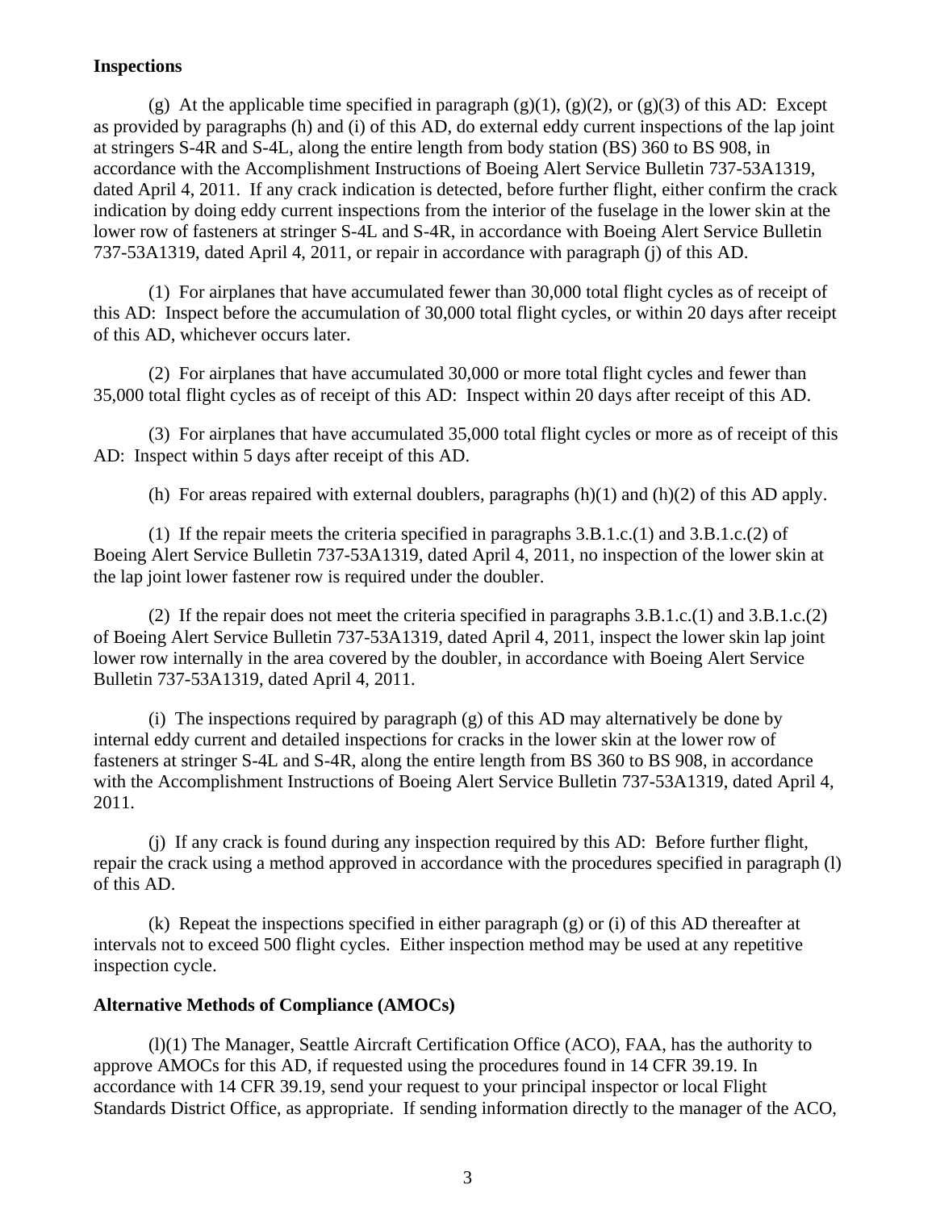**Inspections**

(g) At the applicable time specified in paragraph (g)(1), (g)(2), or (g)(3) of this AD: Except as provided by paragraphs (h) and (i) of this AD, do external eddy current inspections of the lap joint at stringers S-4R and S-4L, along the entire length from body station (BS) 360 to BS 908, in accordance with the Accomplishment Instructions of Boeing Alert Service Bulletin 737-53A1319, dated April 4, 2011. If any crack indication is detected, before further flight, either confirm the crack indication by doing eddy current inspections from the interior of the fuselage in the lower skin at the lower row of fasteners at stringer S-4L and S-4R, in accordance with Boeing Alert Service Bulletin 737-53A1319, dated April 4, 2011, or repair in accordance with paragraph (j) of this AD.

(1) For airplanes that have accumulated fewer than 30,000 total flight cycles as of receipt of this AD: Inspect before the accumulation of 30,000 total flight cycles, or within 20 days after receipt of this AD, whichever occurs later.

(2) For airplanes that have accumulated 30,000 or more total flight cycles and fewer than 35,000 total flight cycles as of receipt of this AD: Inspect within 20 days after receipt of this AD.

(3) For airplanes that have accumulated 35,000 total flight cycles or more as of receipt of this AD: Inspect within 5 days after receipt of this AD.

(h) For areas repaired with external doublers, paragraphs (h)(1) and (h)(2) of this AD apply.

(1) If the repair meets the criteria specified in paragraphs 3.B.1.c.(1) and 3.B.1.c.(2) of Boeing Alert Service Bulletin 737-53A1319, dated April 4, 2011, no inspection of the lower skin at the lap joint lower fastener row is required under the doubler.

(2) If the repair does not meet the criteria specified in paragraphs 3.B.1.c.(1) and 3.B.1.c.(2) of Boeing Alert Service Bulletin 737-53A1319, dated April 4, 2011, inspect the lower skin lap joint lower row internally in the area covered by the doubler, in accordance with Boeing Alert Service Bulletin 737-53A1319, dated April 4, 2011.

(i) The inspections required by paragraph (g) of this AD may alternatively be done by internal eddy current and detailed inspections for cracks in the lower skin at the lower row of fasteners at stringer S-4L and S-4R, along the entire length from BS 360 to BS 908, in accordance with the Accomplishment Instructions of Boeing Alert Service Bulletin 737-53A1319, dated April 4, 2011.

(j) If any crack is found during any inspection required by this AD: Before further flight, repair the crack using a method approved in accordance with the procedures specified in paragraph (l) of this AD.

(k) Repeat the inspections specified in either paragraph (g) or (i) of this AD thereafter at intervals not to exceed 500 flight cycles. Either inspection method may be used at any repetitive inspection cycle.

**Alternative Methods of Compliance (AMOCs)**

(l)(1) The Manager, Seattle Aircraft Certification Office (ACO), FAA, has the authority to approve AMOCs for this AD, if requested using the procedures found in 14 CFR 39.19. In accordance with 14 CFR 39.19, send your request to your principal inspector or local Flight Standards District Office, as appropriate. If sending information directly to the manager of the ACO,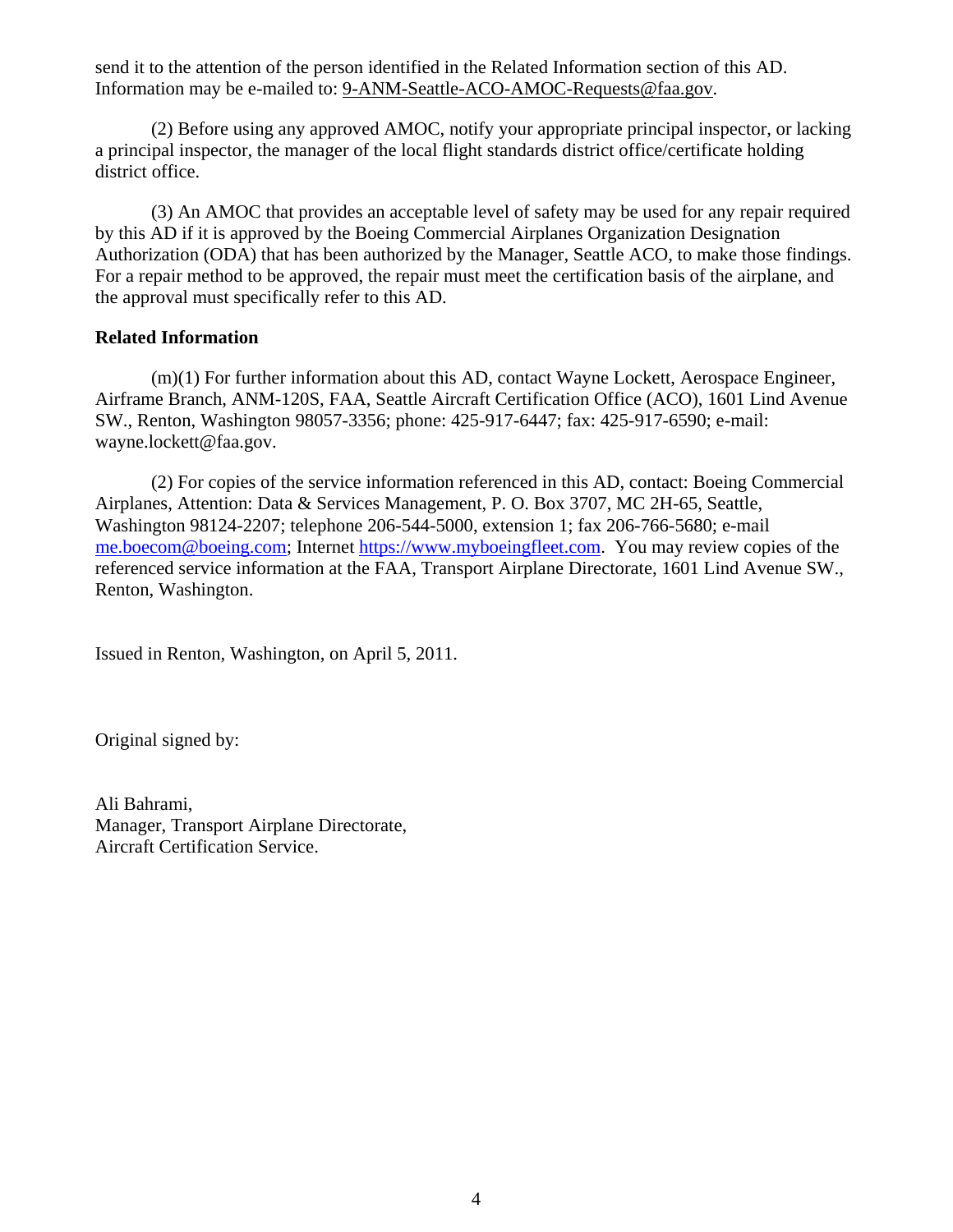send it to the attention of the person identified in the Related Information section of this AD. Information may be e-mailed to: 9-ANM-Seattle-ACO-AMOC-Requests@faa.gov.

(2) Before using any approved AMOC, notify your appropriate principal inspector, or lacking a principal inspector, the manager of the local flight standards district office/certificate holding district office.

(3) An AMOC that provides an acceptable level of safety may be used for any repair required by this AD if it is approved by the Boeing Commercial Airplanes Organization Designation Authorization (ODA) that has been authorized by the Manager, Seattle ACO, to make those findings. For a repair method to be approved, the repair must meet the certification basis of the airplane, and the approval must specifically refer to this AD.

**Related Information**

(m)(1) For further information about this AD, contact Wayne Lockett, Aerospace Engineer, Airframe Branch, ANM-120S, FAA, Seattle Aircraft Certification Office (ACO), 1601 Lind Avenue SW., Renton, Washington 98057-3356; phone: 425-917-6447; fax: 425-917-6590; e-mail: wayne.lockett@faa.gov.

(2) For copies of the service information referenced in this AD, contact: Boeing Commercial Airplanes, Attention: Data & Services Management, P. O. Box 3707, MC 2H-65, Seattle, Washington 98124-2207; telephone 206-544-5000, extension 1; fax 206-766-5680; e-mail me.boecom@boeing.com; Internet https://www.myboeingfleet.com. You may review copies of the referenced service information at the FAA, Transport Airplane Directorate, 1601 Lind Avenue SW., Renton, Washington.

Issued in Renton, Washington, on April 5, 2011.

Original signed by:

Ali Bahrami,
Manager, Transport Airplane Directorate,
Aircraft Certification Service.